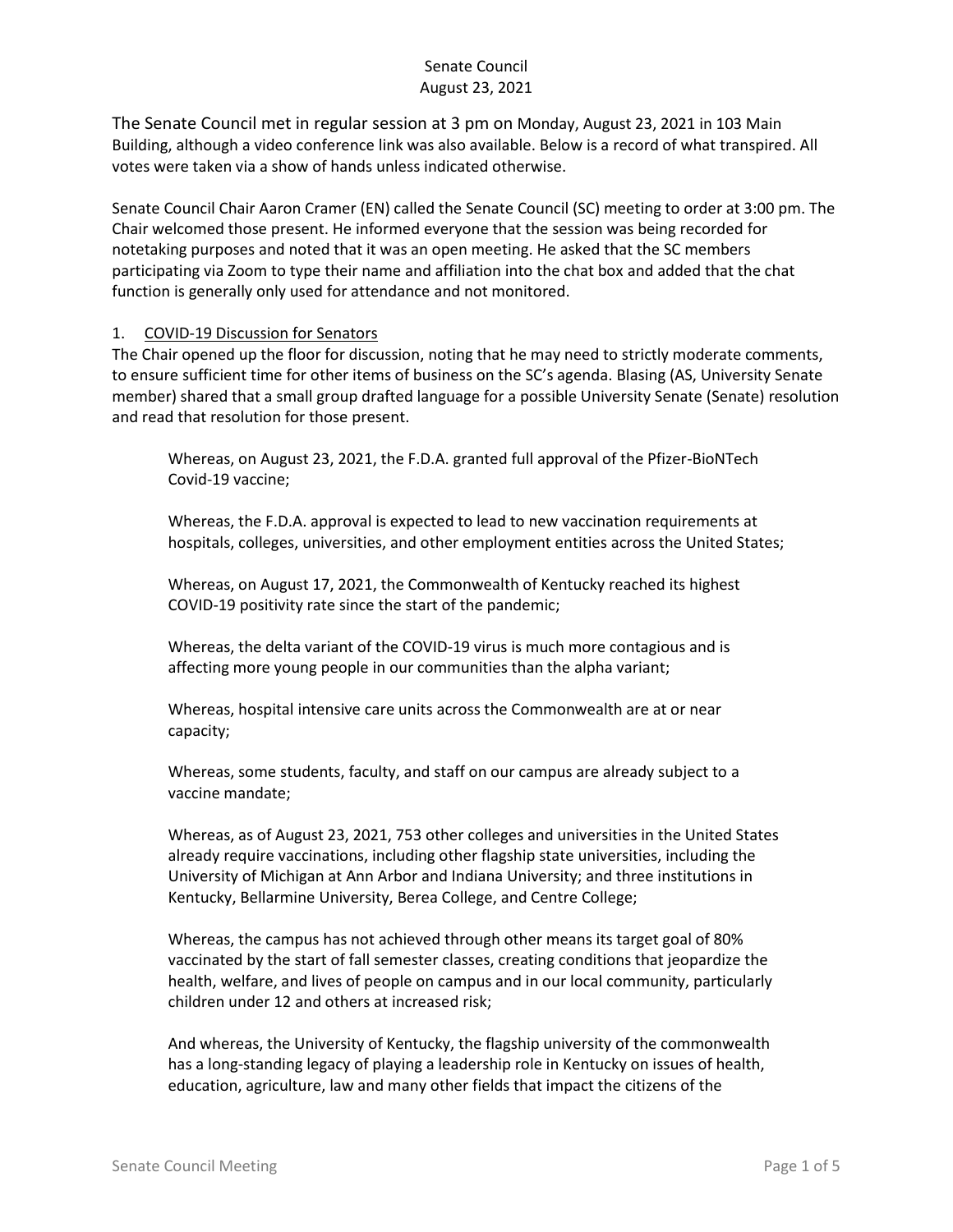# Senate Council
## August 23, 2021

The Senate Council met in regular session at 3 pm on Monday, August 23, 2021 in 103 Main Building, although a video conference link was also available. Below is a record of what transpired. All votes were taken via a show of hands unless indicated otherwise.

Senate Council Chair Aaron Cramer (EN) called the Senate Council (SC) meeting to order at 3:00 pm. The Chair welcomed those present. He informed everyone that the session was being recorded for notetaking purposes and noted that it was an open meeting. He asked that the SC members participating via Zoom to type their name and affiliation into the chat box and added that the chat function is generally only used for attendance and not monitored.

1. COVID-19 Discussion for Senators

The Chair opened up the floor for discussion, noting that he may need to strictly moderate comments, to ensure sufficient time for other items of business on the SC's agenda. Blasing (AS, University Senate member) shared that a small group drafted language for a possible University Senate (Senate) resolution and read that resolution for those present.

> Whereas, on August 23, 2021, the F.D.A. granted full approval of the Pfizer-BioNTech Covid-19 vaccine;
>
> Whereas, the F.D.A. approval is expected to lead to new vaccination requirements at hospitals, colleges, universities, and other employment entities across the United States;
>
> Whereas, on August 17, 2021, the Commonwealth of Kentucky reached its highest COVID-19 positivity rate since the start of the pandemic;
>
> Whereas, the delta variant of the COVID-19 virus is much more contagious and is affecting more young people in our communities than the alpha variant;
>
> Whereas, hospital intensive care units across the Commonwealth are at or near capacity;
>
> Whereas, some students, faculty, and staff on our campus are already subject to a vaccine mandate;
>
> Whereas, as of August 23, 2021, 753 other colleges and universities in the United States already require vaccinations, including other flagship state universities, including the University of Michigan at Ann Arbor and Indiana University; and three institutions in Kentucky, Bellarmine University, Berea College, and Centre College;
>
> Whereas, the campus has not achieved through other means its target goal of 80% vaccinated by the start of fall semester classes, creating conditions that jeopardize the health, welfare, and lives of people on campus and in our local community, particularly children under 12 and others at increased risk;
>
> And whereas, the University of Kentucky, the flagship university of the commonwealth has a long-standing legacy of playing a leadership role in Kentucky on issues of health, education, agriculture, law and many other fields that impact the citizens of the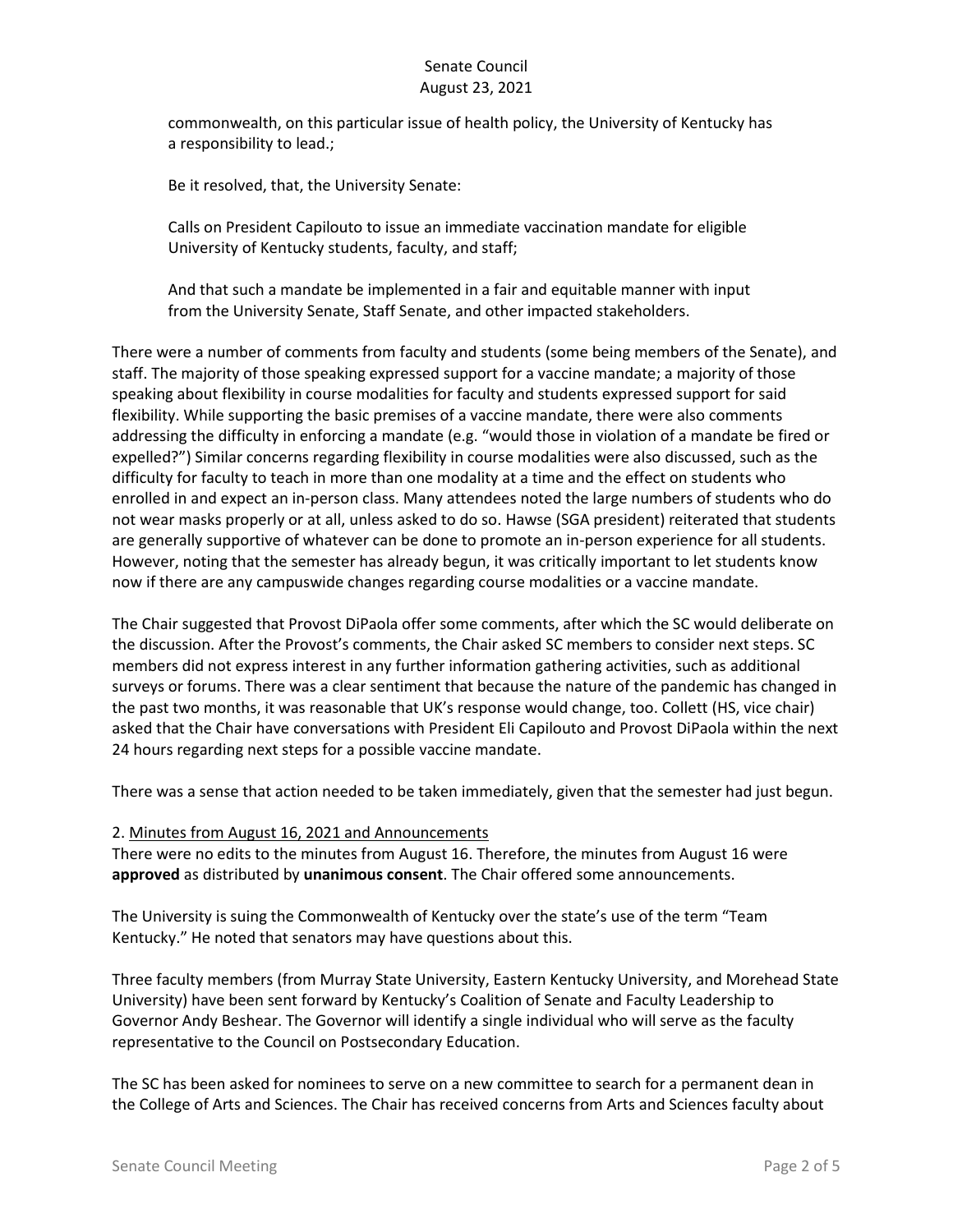commonwealth, on this particular issue of health policy, the University of Kentucky has a responsibility to lead.;

Be it resolved, that, the University Senate:

Calls on President Capilouto to issue an immediate vaccination mandate for eligible University of Kentucky students, faculty, and staff;

And that such a mandate be implemented in a fair and equitable manner with input from the University Senate, Staff Senate, and other impacted stakeholders.

There were a number of comments from faculty and students (some being members of the Senate), and staff. The majority of those speaking expressed support for a vaccine mandate; a majority of those speaking about flexibility in course modalities for faculty and students expressed support for said flexibility. While supporting the basic premises of a vaccine mandate, there were also comments addressing the difficulty in enforcing a mandate (e.g. "would those in violation of a mandate be fired or expelled?") Similar concerns regarding flexibility in course modalities were also discussed, such as the difficulty for faculty to teach in more than one modality at a time and the effect on students who enrolled in and expect an in-person class. Many attendees noted the large numbers of students who do not wear masks properly or at all, unless asked to do so. Hawse (SGA president) reiterated that students are generally supportive of whatever can be done to promote an in-person experience for all students. However, noting that the semester has already begun, it was critically important to let students know now if there are any campuswide changes regarding course modalities or a vaccine mandate.

The Chair suggested that Provost DiPaola offer some comments, after which the SC would deliberate on the discussion. After the Provost's comments, the Chair asked SC members to consider next steps. SC members did not express interest in any further information gathering activities, such as additional surveys or forums. There was a clear sentiment that because the nature of the pandemic has changed in the past two months, it was reasonable that UK's response would change, too. Collett (HS, vice chair) asked that the Chair have conversations with President Eli Capilouto and Provost DiPaola within the next 24 hours regarding next steps for a possible vaccine mandate.

There was a sense that action needed to be taken immediately, given that the semester had just begun.

2. Minutes from August 16, 2021 and Announcements

There were no edits to the minutes from August 16. Therefore, the minutes from August 16 were **approved** as distributed by **unanimous consent**. The Chair offered some announcements.

The University is suing the Commonwealth of Kentucky over the state's use of the term "Team Kentucky." He noted that senators may have questions about this.

Three faculty members (from Murray State University, Eastern Kentucky University, and Morehead State University) have been sent forward by Kentucky's Coalition of Senate and Faculty Leadership to Governor Andy Beshear. The Governor will identify a single individual who will serve as the faculty representative to the Council on Postsecondary Education.

The SC has been asked for nominees to serve on a new committee to search for a permanent dean in the College of Arts and Sciences. The Chair has received concerns from Arts and Sciences faculty about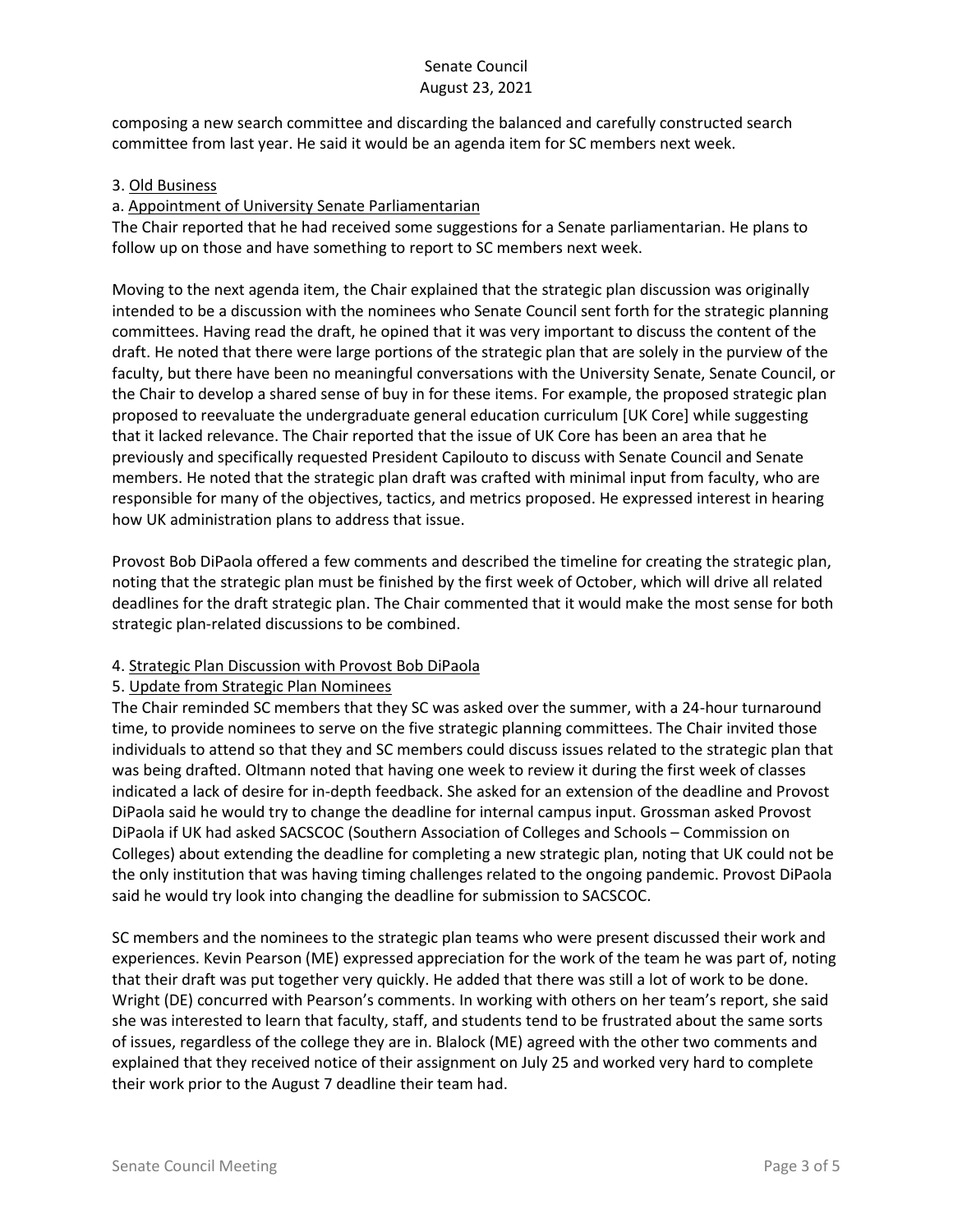composing a new search committee and discarding the balanced and carefully constructed search committee from last year. He said it would be an agenda item for SC members next week.

3. Old Business

a. Appointment of University Senate Parliamentarian

The Chair reported that he had received some suggestions for a Senate parliamentarian. He plans to follow up on those and have something to report to SC members next week.

Moving to the next agenda item, the Chair explained that the strategic plan discussion was originally intended to be a discussion with the nominees who Senate Council sent forth for the strategic planning committees. Having read the draft, he opined that it was very important to discuss the content of the draft. He noted that there were large portions of the strategic plan that are solely in the purview of the faculty, but there have been no meaningful conversations with the University Senate, Senate Council, or the Chair to develop a shared sense of buy in for these items. For example, the proposed strategic plan proposed to reevaluate the undergraduate general education curriculum [UK Core] while suggesting that it lacked relevance. The Chair reported that the issue of UK Core has been an area that he previously and specifically requested President Capilouto to discuss with Senate Council and Senate members. He noted that the strategic plan draft was crafted with minimal input from faculty, who are responsible for many of the objectives, tactics, and metrics proposed. He expressed interest in hearing how UK administration plans to address that issue.

Provost Bob DiPaola offered a few comments and described the timeline for creating the strategic plan, noting that the strategic plan must be finished by the first week of October, which will drive all related deadlines for the draft strategic plan. The Chair commented that it would make the most sense for both strategic plan-related discussions to be combined.

4. Strategic Plan Discussion with Provost Bob DiPaola

5. Update from Strategic Plan Nominees

The Chair reminded SC members that they SC was asked over the summer, with a 24-hour turnaround time, to provide nominees to serve on the five strategic planning committees. The Chair invited those individuals to attend so that they and SC members could discuss issues related to the strategic plan that was being drafted. Oltmann noted that having one week to review it during the first week of classes indicated a lack of desire for in-depth feedback. She asked for an extension of the deadline and Provost DiPaola said he would try to change the deadline for internal campus input. Grossman asked Provost DiPaola if UK had asked SACSCOC (Southern Association of Colleges and Schools – Commission on Colleges) about extending the deadline for completing a new strategic plan, noting that UK could not be the only institution that was having timing challenges related to the ongoing pandemic. Provost DiPaola said he would try look into changing the deadline for submission to SACSCOC.

SC members and the nominees to the strategic plan teams who were present discussed their work and experiences. Kevin Pearson (ME) expressed appreciation for the work of the team he was part of, noting that their draft was put together very quickly. He added that there was still a lot of work to be done. Wright (DE) concurred with Pearson's comments. In working with others on her team's report, she said she was interested to learn that faculty, staff, and students tend to be frustrated about the same sorts of issues, regardless of the college they are in. Blalock (ME) agreed with the other two comments and explained that they received notice of their assignment on July 25 and worked very hard to complete their work prior to the August 7 deadline their team had.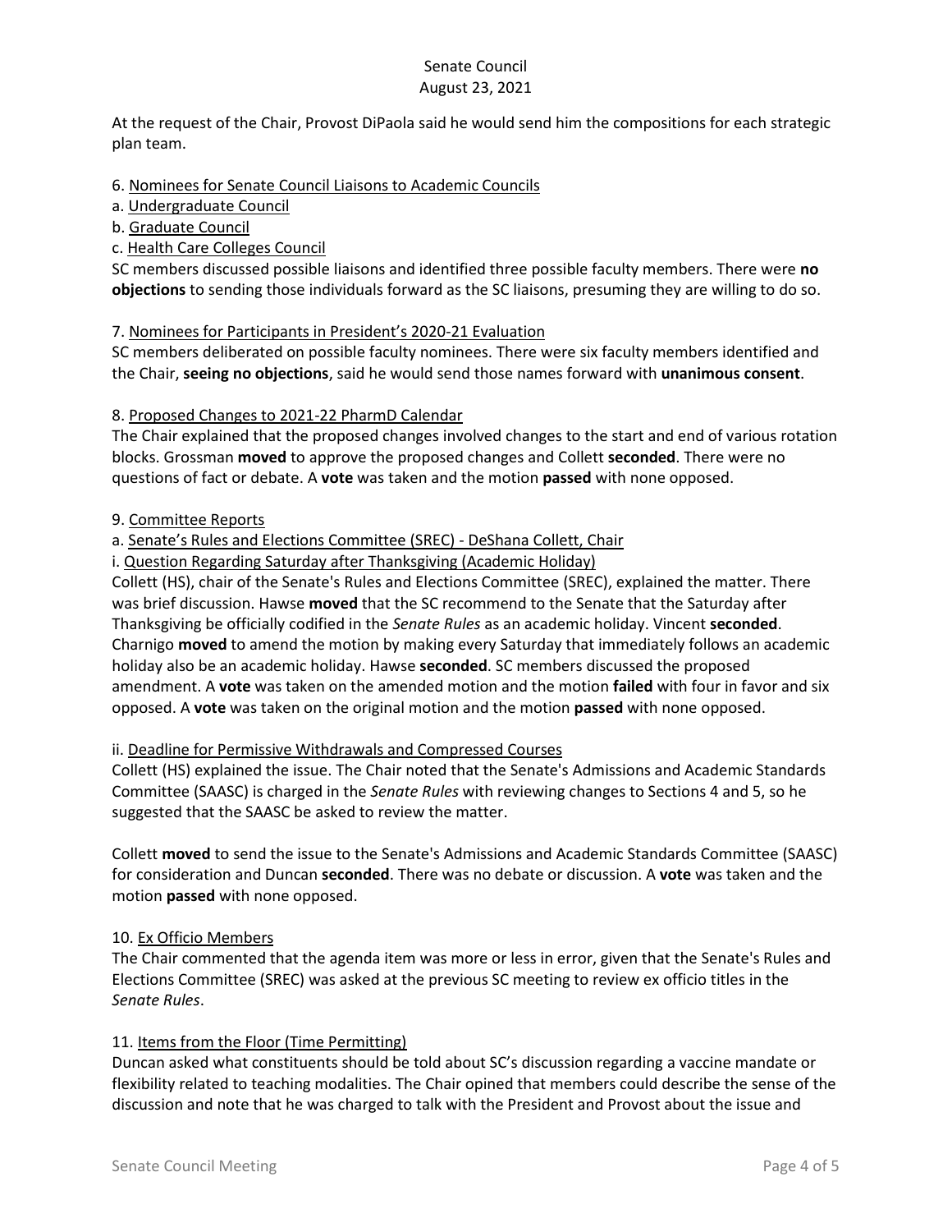At the request of the Chair, Provost DiPaola said he would send him the compositions for each strategic plan team.

6. Nominees for Senate Council Liaisons to Academic Councils
a. Undergraduate Council
b. Graduate Council
c. Health Care Colleges Council
SC members discussed possible liaisons and identified three possible faculty members. There were **no objections** to sending those individuals forward as the SC liaisons, presuming they are willing to do so.

7. Nominees for Participants in President's 2020-21 Evaluation
SC members deliberated on possible faculty nominees. There were six faculty members identified and the Chair, **seeing no objections**, said he would send those names forward with **unanimous consent**.

8. Proposed Changes to 2021-22 PharmD Calendar
The Chair explained that the proposed changes involved changes to the start and end of various rotation blocks. Grossman **moved** to approve the proposed changes and Collett **seconded**. There were no questions of fact or debate. A **vote** was taken and the motion **passed** with none opposed.

9. Committee Reports
a. Senate's Rules and Elections Committee (SREC) - DeShana Collett, Chair
i. Question Regarding Saturday after Thanksgiving (Academic Holiday)
Collett (HS), chair of the Senate's Rules and Elections Committee (SREC), explained the matter. There was brief discussion. Hawse **moved** that the SC recommend to the Senate that the Saturday after Thanksgiving be officially codified in the *Senate Rules* as an academic holiday. Vincent **seconded**. Charnigo **moved** to amend the motion by making every Saturday that immediately follows an academic holiday also be an academic holiday. Hawse **seconded**. SC members discussed the proposed amendment. A **vote** was taken on the amended motion and the motion **failed** with four in favor and six opposed. A **vote** was taken on the original motion and the motion **passed** with none opposed.

ii. Deadline for Permissive Withdrawals and Compressed Courses
Collett (HS) explained the issue. The Chair noted that the Senate's Admissions and Academic Standards Committee (SAASC) is charged in the *Senate Rules* with reviewing changes to Sections 4 and 5, so he suggested that the SAASC be asked to review the matter.

Collett **moved** to send the issue to the Senate's Admissions and Academic Standards Committee (SAASC) for consideration and Duncan **seconded**. There was no debate or discussion. A **vote** was taken and the motion **passed** with none opposed.

10. Ex Officio Members
The Chair commented that the agenda item was more or less in error, given that the Senate's Rules and Elections Committee (SREC) was asked at the previous SC meeting to review ex officio titles in the *Senate Rules*.

11. Items from the Floor (Time Permitting)
Duncan asked what constituents should be told about SC's discussion regarding a vaccine mandate or flexibility related to teaching modalities. The Chair opined that members could describe the sense of the discussion and note that he was charged to talk with the President and Provost about the issue and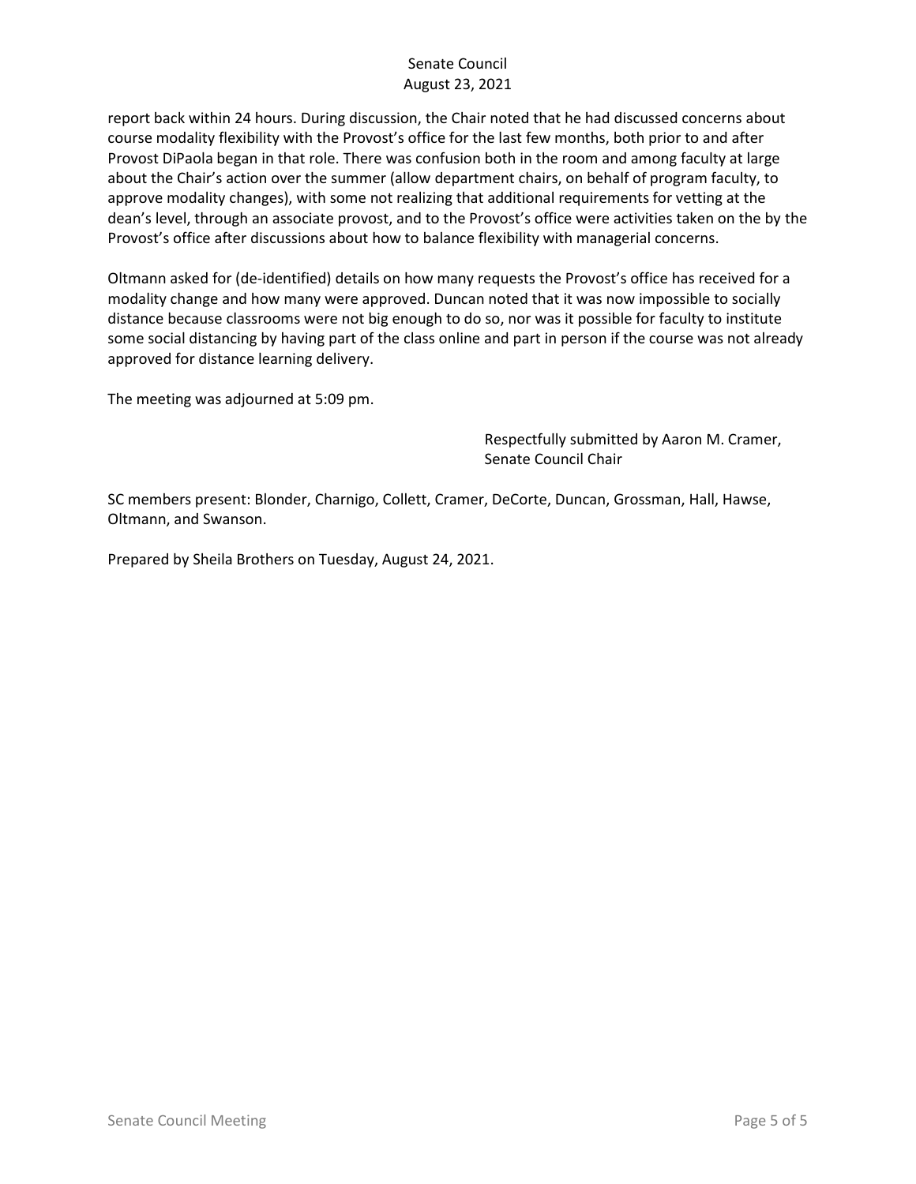report back within 24 hours. During discussion, the Chair noted that he had discussed concerns about course modality flexibility with the Provost's office for the last few months, both prior to and after Provost DiPaola began in that role. There was confusion both in the room and among faculty at large about the Chair's action over the summer (allow department chairs, on behalf of program faculty, to approve modality changes), with some not realizing that additional requirements for vetting at the dean's level, through an associate provost, and to the Provost's office were activities taken on the by the Provost's office after discussions about how to balance flexibility with managerial concerns.

Oltmann asked for (de-identified) details on how many requests the Provost's office has received for a modality change and how many were approved. Duncan noted that it was now impossible to socially distance because classrooms were not big enough to do so, nor was it possible for faculty to institute some social distancing by having part of the class online and part in person if the course was not already approved for distance learning delivery.

The meeting was adjourned at 5:09 pm.

Respectfully submitted by Aaron M. Cramer,
Senate Council Chair

SC members present: Blonder, Charnigo, Collett, Cramer, DeCorte, Duncan, Grossman, Hall, Hawse, Oltmann, and Swanson.

Prepared by Sheila Brothers on Tuesday, August 24, 2021.